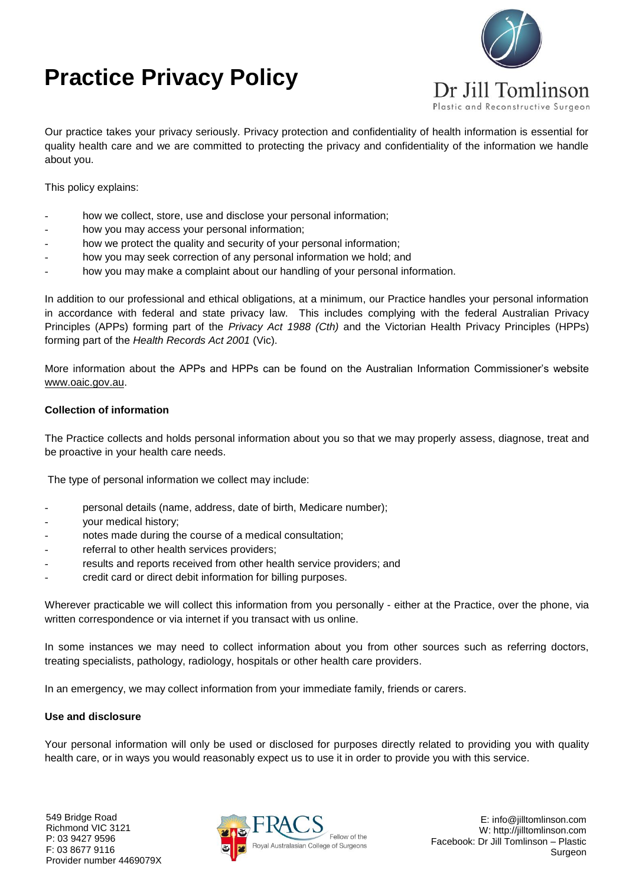# Practice Privacy Policy

Dr Jill Tomlinson
Plastic and Reconstructive Surgeon

Our practice takes your privacy seriously. Privacy protection and confidentiality of health information is essential for quality health care and we are committed to protecting the privacy and confidentiality of the information we handle about you.

This policy explains:

- how we collect, store, use and disclose your personal information;
- how you may access your personal information;
- how we protect the quality and security of your personal information;
- how you may seek correction of any personal information we hold; and
- how you may make a complaint about our handling of your personal information.

In addition to our professional and ethical obligations, at a minimum, our Practice handles your personal information in accordance with federal and state privacy law. This includes complying with the federal Australian Privacy Principles (APPs) forming part of the *Privacy Act 1988 (Cth)* and the Victorian Health Privacy Principles (HPPs) forming part of the *Health Records Act 2001* (Vic).

More information about the APPs and HPPs can be found on the Australian Information Commissioner's website www.oaic.gov.au.

**Collection of information**

The Practice collects and holds personal information about you so that we may properly assess, diagnose, treat and be proactive in your health care needs.

The type of personal information we collect may include:

- personal details (name, address, date of birth, Medicare number);
- your medical history;
- notes made during the course of a medical consultation;
- referral to other health services providers;
- results and reports received from other health service providers; and
- credit card or direct debit information for billing purposes.

Wherever practicable we will collect this information from you personally - either at the Practice, over the phone, via written correspondence or via internet if you transact with us online.

In some instances we may need to collect information about you from other sources such as referring doctors, treating specialists, pathology, radiology, hospitals or other health care providers.

In an emergency, we may collect information from your immediate family, friends or carers.

**Use and disclosure**

Your personal information will only be used or disclosed for purposes directly related to providing you with quality health care, or in ways you would reasonably expect us to use it in order to provide you with this service.

549 Bridge Road
Richmond VIC 3121
P: 03 9427 9596
F: 03 8677 9116
Provider number 4469079X

FRACS Fellow of the Royal Australasian College of Surgeons

E: info@jilltomlinson.com
W: http://jilltomlinson.com
Facebook: Dr Jill Tomlinson – Plastic Surgeon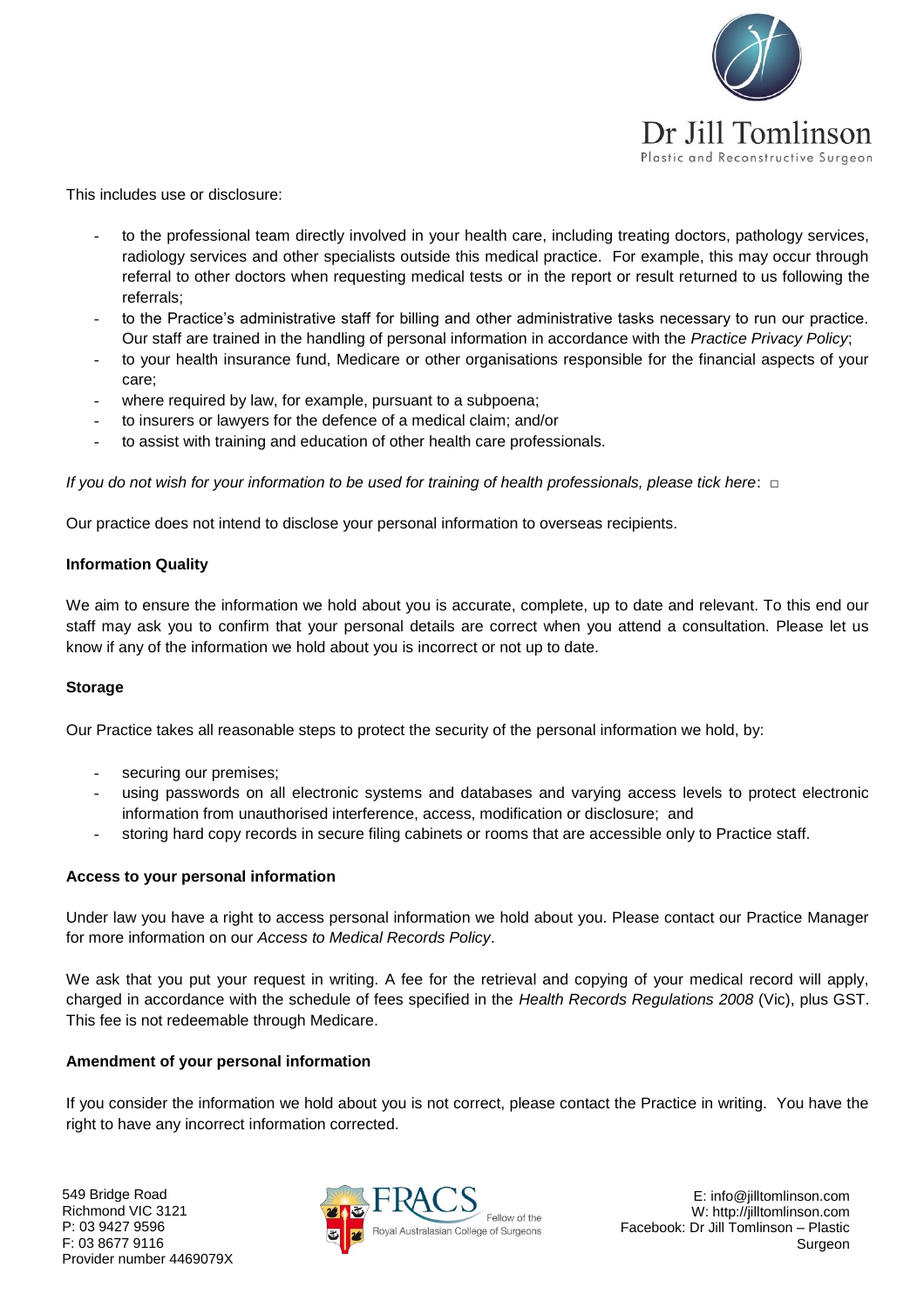This includes use or disclosure:

- to the professional team directly involved in your health care, including treating doctors, pathology services, radiology services and other specialists outside this medical practice. For example, this may occur through referral to other doctors when requesting medical tests or in the report or result returned to us following the referrals;
- to the Practice's administrative staff for billing and other administrative tasks necessary to run our practice. Our staff are trained in the handling of personal information in accordance with the *Practice Privacy Policy*;
- to your health insurance fund, Medicare or other organisations responsible for the financial aspects of your care;
- where required by law, for example, pursuant to a subpoena;
- to insurers or lawyers for the defence of a medical claim; and/or
- to assist with training and education of other health care professionals.

*If you do not wish for your information to be used for training of health professionals, please tick here*: □

Our practice does not intend to disclose your personal information to overseas recipients.

**Information Quality**

We aim to ensure the information we hold about you is accurate, complete, up to date and relevant. To this end our staff may ask you to confirm that your personal details are correct when you attend a consultation. Please let us know if any of the information we hold about you is incorrect or not up to date.

**Storage**

Our Practice takes all reasonable steps to protect the security of the personal information we hold, by:

- securing our premises;
- using passwords on all electronic systems and databases and varying access levels to protect electronic information from unauthorised interference, access, modification or disclosure; and
- storing hard copy records in secure filing cabinets or rooms that are accessible only to Practice staff.

**Access to your personal information**

Under law you have a right to access personal information we hold about you. Please contact our Practice Manager for more information on our *Access to Medical Records Policy*.

We ask that you put your request in writing. A fee for the retrieval and copying of your medical record will apply, charged in accordance with the schedule of fees specified in the *Health Records Regulations 2008* (Vic), plus GST. This fee is not redeemable through Medicare.

**Amendment of your personal information**

If you consider the information we hold about you is not correct, please contact the Practice in writing. You have the right to have any incorrect information corrected.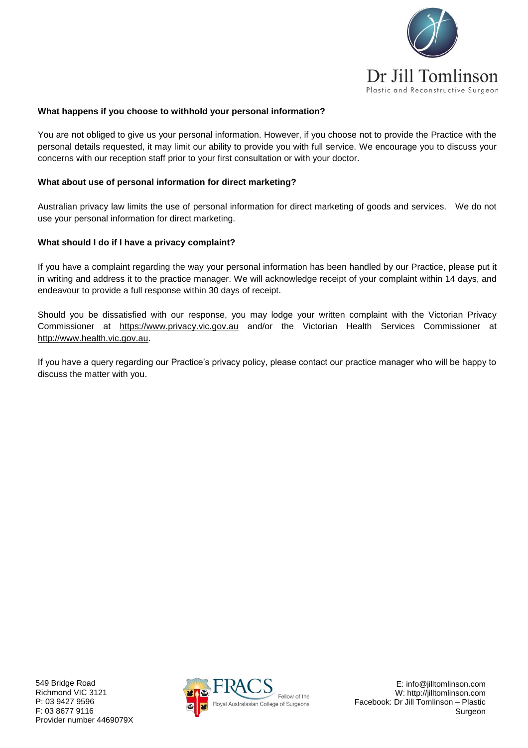Dr Jill Tomlinson
Plastic and Reconstructive Surgeon

**What happens if you choose to withhold your personal information?**

You are not obliged to give us your personal information. However, if you choose not to provide the Practice with the personal details requested, it may limit our ability to provide you with full service. We encourage you to discuss your concerns with our reception staff prior to your first consultation or with your doctor.

**What about use of personal information for direct marketing?**

Australian privacy law limits the use of personal information for direct marketing of goods and services. We do not use your personal information for direct marketing.

**What should I do if I have a privacy complaint?**

If you have a complaint regarding the way your personal information has been handled by our Practice, please put it in writing and address it to the practice manager. We will acknowledge receipt of your complaint within 14 days, and endeavour to provide a full response within 30 days of receipt.

Should you be dissatisfied with our response, you may lodge your written complaint with the Victorian Privacy Commissioner at https://www.privacy.vic.gov.au and/or the Victorian Health Services Commissioner at http://www.health.vic.gov.au.

If you have a query regarding our Practice's privacy policy, please contact our practice manager who will be happy to discuss the matter with you.

549 Bridge Road
Richmond VIC 3121
P: 03 9427 9596
F: 03 8677 9116
Provider number 4469079X

FRACS Fellow of the Royal Australasian College of Surgeons

E: info@jilltomlinson.com
W: http://jilltomlinson.com
Facebook: Dr Jill Tomlinson – Plastic Surgeon